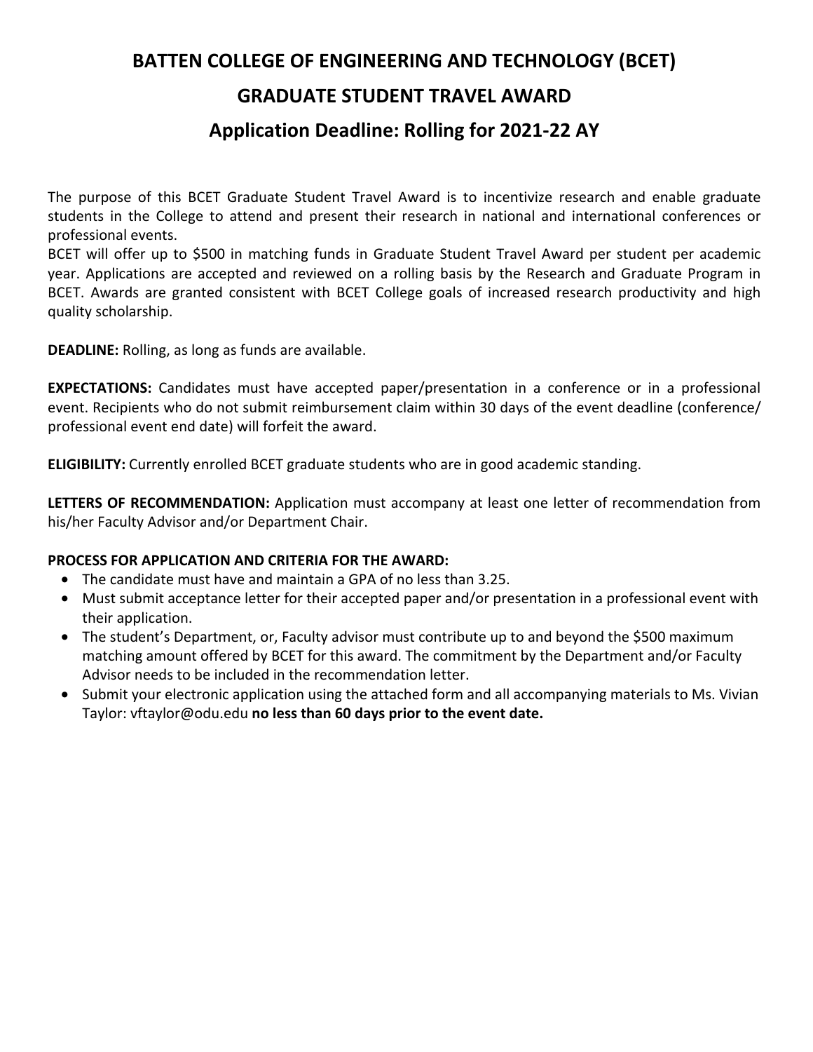# BATTEN COLLEGE OF ENGINEERING AND TECHNOLOGY (BCET)

# GRADUATE STUDENT TRAVEL AWARD

## Application Deadline: Rolling for 2021-22 AY

The purpose of this BCET Graduate Student Travel Award is to incentivize research and enable graduate students in the College to attend and present their research in national and international conferences or professional events.
BCET will offer up to $500 in matching funds in Graduate Student Travel Award per student per academic year. Applications are accepted and reviewed on a rolling basis by the Research and Graduate Program in BCET. Awards are granted consistent with BCET College goals of increased research productivity and high quality scholarship.

**DEADLINE:** Rolling, as long as funds are available.

**EXPECTATIONS:** Candidates must have accepted paper/presentation in a conference or in a professional event. Recipients who do not submit reimbursement claim within 30 days of the event deadline (conference/ professional event end date) will forfeit the award.

**ELIGIBILITY:** Currently enrolled BCET graduate students who are in good academic standing.

**LETTERS OF RECOMMENDATION:** Application must accompany at least one letter of recommendation from his/her Faculty Advisor and/or Department Chair.

**PROCESS FOR APPLICATION AND CRITERIA FOR THE AWARD:**

- The candidate must have and maintain a GPA of no less than 3.25.
- Must submit acceptance letter for their accepted paper and/or presentation in a professional event with their application.
- The student's Department, or, Faculty advisor must contribute up to and beyond the $500 maximum matching amount offered by BCET for this award. The commitment by the Department and/or Faculty Advisor needs to be included in the recommendation letter.
- Submit your electronic application using the attached form and all accompanying materials to Ms. Vivian Taylor: vftaylor@odu.edu **no less than 60 days prior to the event date.**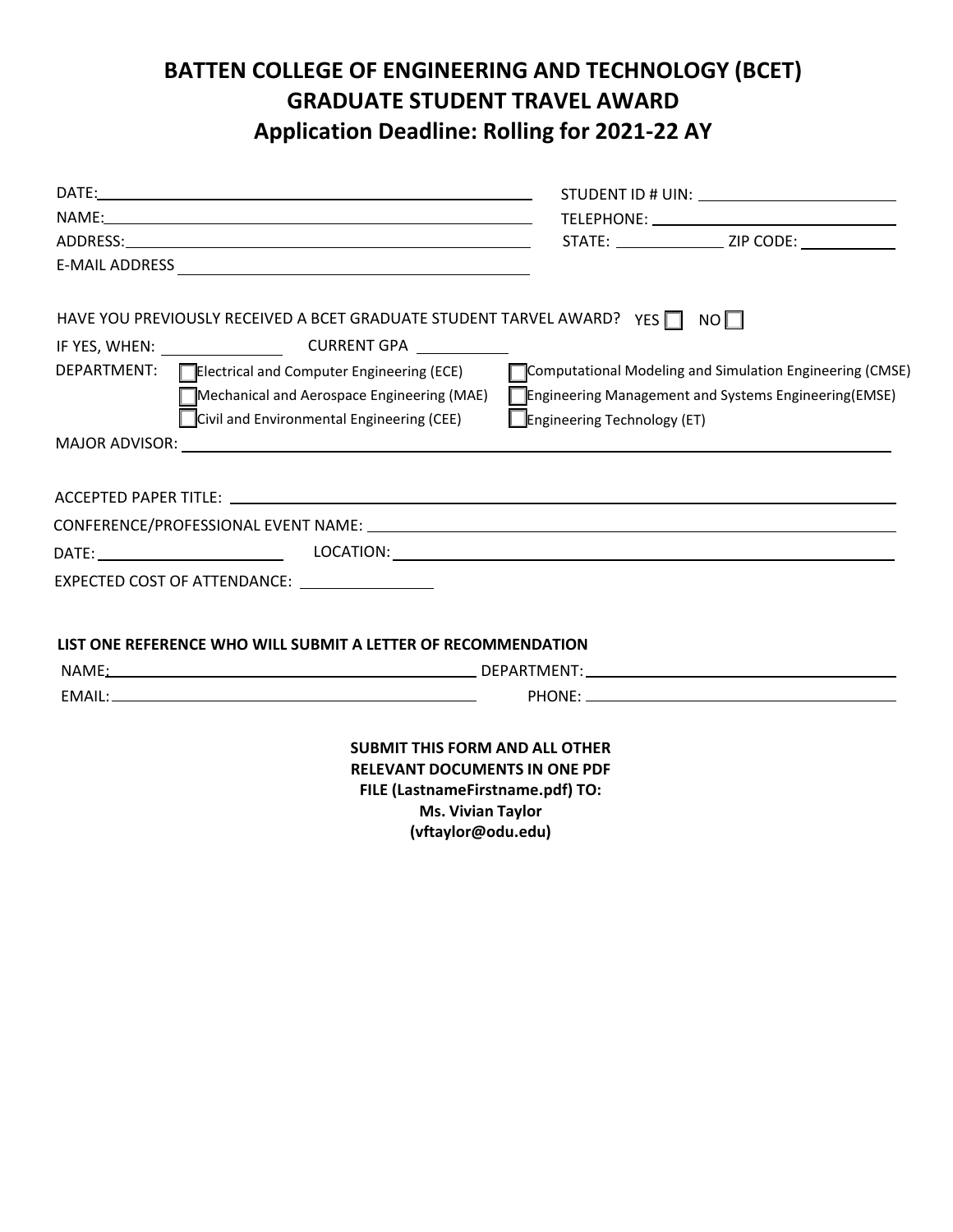# BATTEN COLLEGE OF ENGINEERING AND TECHNOLOGY (BCET)
# GRADUATE STUDENT TRAVEL AWARD
# Application Deadline: Rolling for 2021-22 AY

DATE: ____________________ STUDENT ID # UIN: ____________________

NAME: ____________________ TELEPHONE: ____________________

ADDRESS: ____________________ STATE: __________ ZIP CODE: __________

E-MAIL ADDRESS ____________________

HAVE YOU PREVIOUSLY RECEIVED A BCET GRADUATE STUDENT TARVEL AWARD? YES ☐ NO ☐

IF YES, WHEN: __________ CURRENT GPA __________

DEPARTMENT:
- ☐ Electrical and Computer Engineering (ECE)
- ☐ Mechanical and Aerospace Engineering (MAE)
- ☐ Civil and Environmental Engineering (CEE)
- ☐ Computational Modeling and Simulation Engineering (CMSE)
- ☐ Engineering Management and Systems Engineering(EMSE)
- ☐ Engineering Technology (ET)

MAJOR ADVISOR: ____________________

ACCEPTED PAPER TITLE: ____________________

CONFERENCE/PROFESSIONAL EVENT NAME: ____________________

DATE: __________ LOCATION: ____________________

EXPECTED COST OF ATTENDANCE: __________

**LIST ONE REFERENCE WHO WILL SUBMIT A LETTER OF RECOMMENDATION**

NAME: ____________________ DEPARTMENT: ____________________

EMAIL: ____________________ PHONE: ____________________

**SUBMIT THIS FORM AND ALL OTHER RELEVANT DOCUMENTS IN ONE PDF FILE (LastnameFirstname.pdf) TO:**
**Ms. Vivian Taylor**
**(vftaylor@odu.edu)**